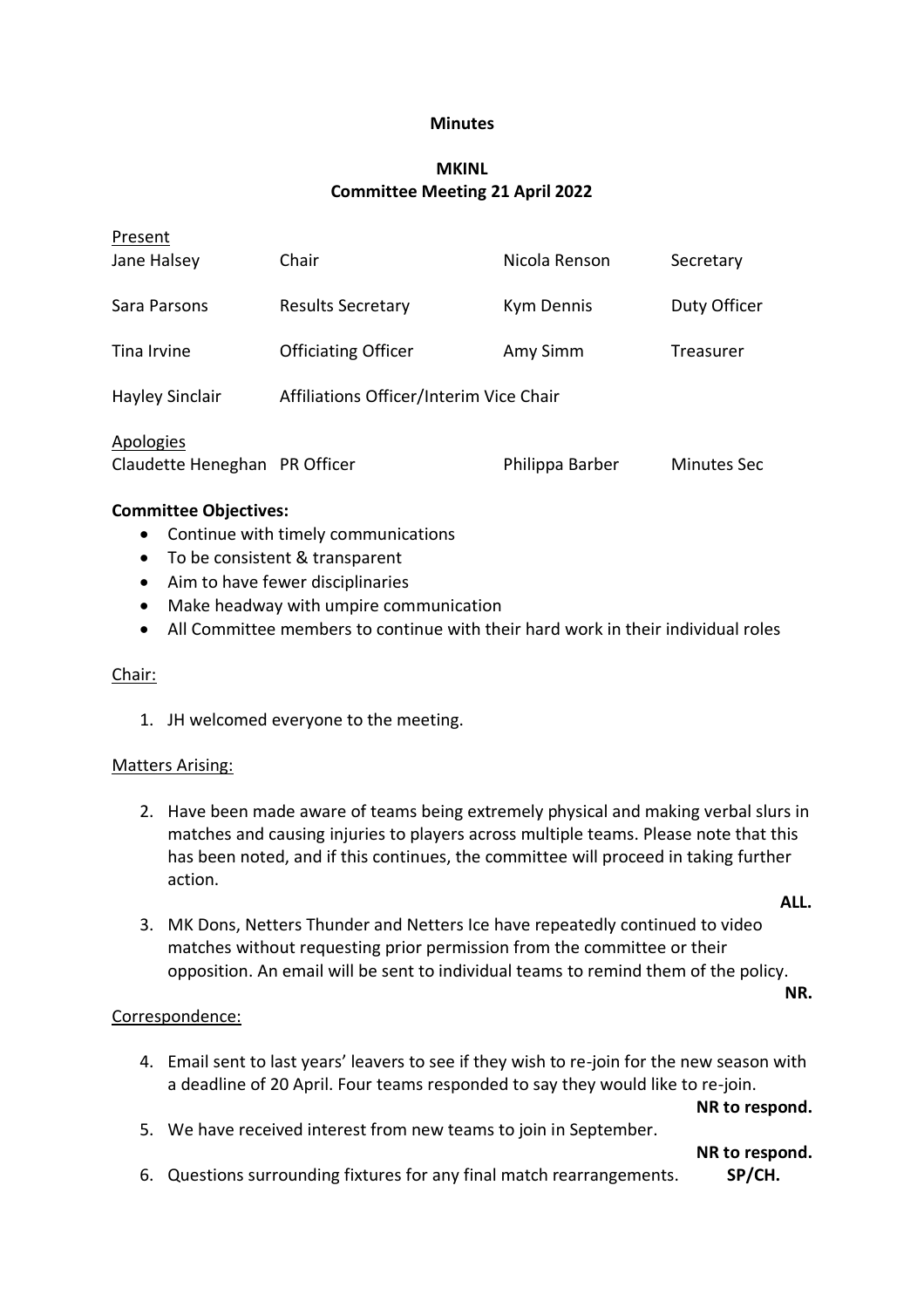**Minutes**

**MKINL**
**Committee Meeting 21 April 2022**

Present

| | | | |
|---|---|---|---|
| Jane Halsey | Chair | Nicola Renson | Secretary |
| Sara Parsons | Results Secretary | Kym Dennis | Duty Officer |
| Tina Irvine | Officiating Officer | Amy Simm | Treasurer |
| Hayley Sinclair | Affiliations Officer/Interim Vice Chair | | |

Apologies

| | | | |
|---|---|---|---|
| Claudette Heneghan | PR Officer | Philippa Barber | Minutes Sec |

**Committee Objectives:**

- Continue with timely communications
- To be consistent & transparent
- Aim to have fewer disciplinaries
- Make headway with umpire communication
- All Committee members to continue with their hard work in their individual roles

Chair:

1. JH welcomed everyone to the meeting.

Matters Arising:

2. Have been made aware of teams being extremely physical and making verbal slurs in matches and causing injuries to players across multiple teams. Please note that this has been noted, and if this continues, the committee will proceed in taking further action.

   **ALL.**

3. MK Dons, Netters Thunder and Netters Ice have repeatedly continued to video matches without requesting prior permission from the committee or their opposition. An email will be sent to individual teams to remind them of the policy.

   **NR.**

Correspondence:

4. Email sent to last years' leavers to see if they wish to re-join for the new season with a deadline of 20 April. Four teams responded to say they would like to re-join.

   **NR to respond.**

5. We have received interest from new teams to join in September.

   **NR to respond.**

6. Questions surrounding fixtures for any final match rearrangements. **SP/CH.**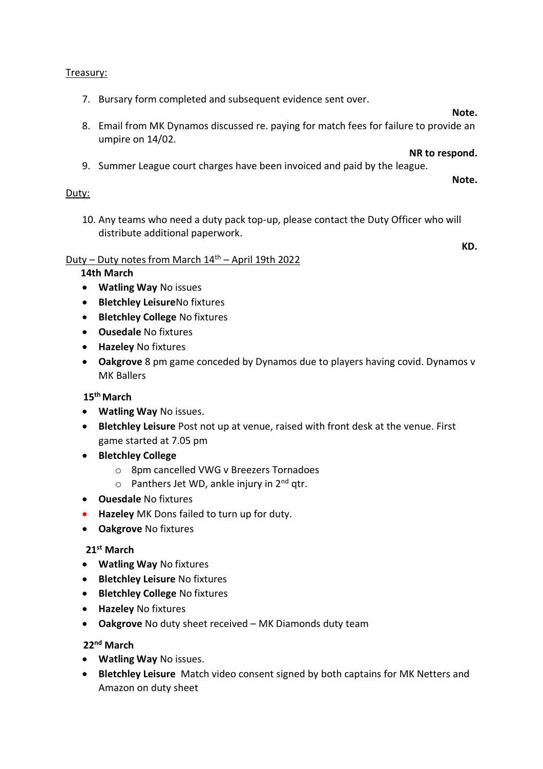Treasury:

7. Bursary form completed and subsequent evidence sent over.

**Note.**

8. Email from MK Dynamos discussed re. paying for match fees for failure to provide an umpire on 14/02.

**NR to respond.**

9. Summer League court charges have been invoiced and paid by the league.

**Note.**

Duty:

10. Any teams who need a duty pack top-up, please contact the Duty Officer who will distribute additional paperwork.

**KD.**

Duty – Duty notes from March 14th – April 19th 2022

**14th March**

- **Watling Way** No issues
- **Bletchley Leisure**No fixtures
- **Bletchley College** No fixtures
- **Ousedale** No fixtures
- **Hazeley** No fixtures
- **Oakgrove** 8 pm game conceded by Dynamos due to players having covid. Dynamos v MK Ballers

**15th March**

- **Watling Way** No issues.
- **Bletchley Leisure** Post not up at venue, raised with front desk at the venue. First game started at 7.05 pm
- **Bletchley College**
  - 8pm cancelled VWG v Breezers Tornadoes
  - Panthers Jet WD, ankle injury in 2nd qtr.
- **Ouesdale** No fixtures
- **Hazeley** MK Dons failed to turn up for duty.
- **Oakgrove** No fixtures

**21st March**

- **Watling Way** No fixtures
- **Bletchley Leisure** No fixtures
- **Bletchley College** No fixtures
- **Hazeley** No fixtures
- **Oakgrove** No duty sheet received – MK Diamonds duty team

**22nd March**

- **Watling Way** No issues.
- **Bletchley Leisure** Match video consent signed by both captains for MK Netters and Amazon on duty sheet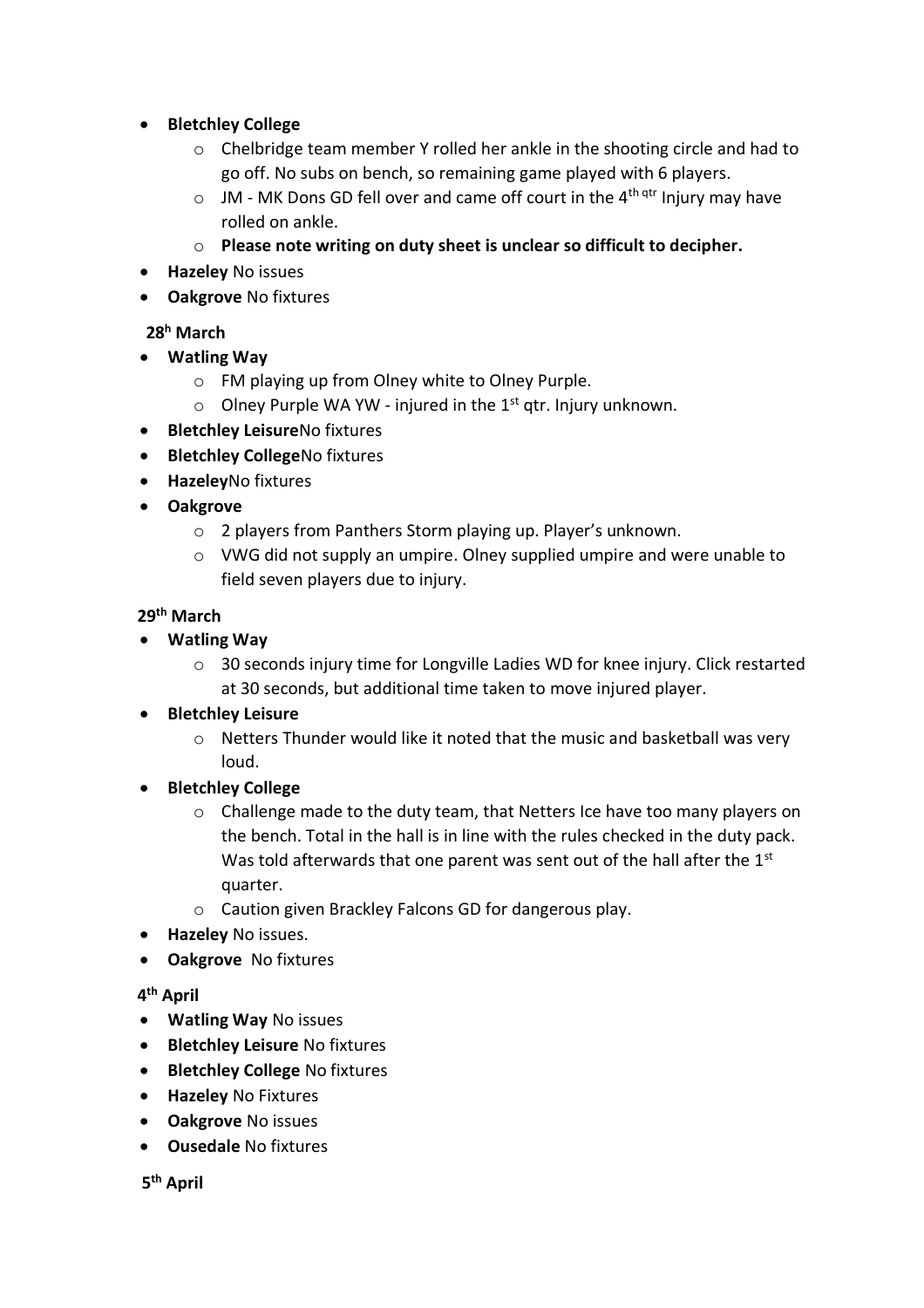- **Bletchley College**
  - Chelbridge team member Y rolled her ankle in the shooting circle and had to go off. No subs on bench, so remaining game played with 6 players.
  - JM - MK Dons GD fell over and came off court in the 4th qtr Injury may have rolled on ankle.
  - **Please note writing on duty sheet is unclear so difficult to decipher.**
- **Hazeley** No issues
- **Oakgrove** No fixtures

**28h March**

- **Watling Way**
  - FM playing up from Olney white to Olney Purple.
  - Olney Purple WA YW - injured in the 1st qtr. Injury unknown.
- **Bletchley Leisure**No fixtures
- **Bletchley College**No fixtures
- **Hazeley**No fixtures
- **Oakgrove**
  - 2 players from Panthers Storm playing up. Player's unknown.
  - VWG did not supply an umpire. Olney supplied umpire and were unable to field seven players due to injury.

**29th March**

- **Watling Way**
  - 30 seconds injury time for Longville Ladies WD for knee injury. Click restarted at 30 seconds, but additional time taken to move injured player.
- **Bletchley Leisure**
  - Netters Thunder would like it noted that the music and basketball was very loud.
- **Bletchley College**
  - Challenge made to the duty team, that Netters Ice have too many players on the bench. Total in the hall is in line with the rules checked in the duty pack. Was told afterwards that one parent was sent out of the hall after the 1st quarter.
  - Caution given Brackley Falcons GD for dangerous play.
- **Hazeley** No issues.
- **Oakgrove** No fixtures

**4th April**

- **Watling Way** No issues
- **Bletchley Leisure** No fixtures
- **Bletchley College** No fixtures
- **Hazeley** No Fixtures
- **Oakgrove** No issues
- **Ousedale** No fixtures

**5th April**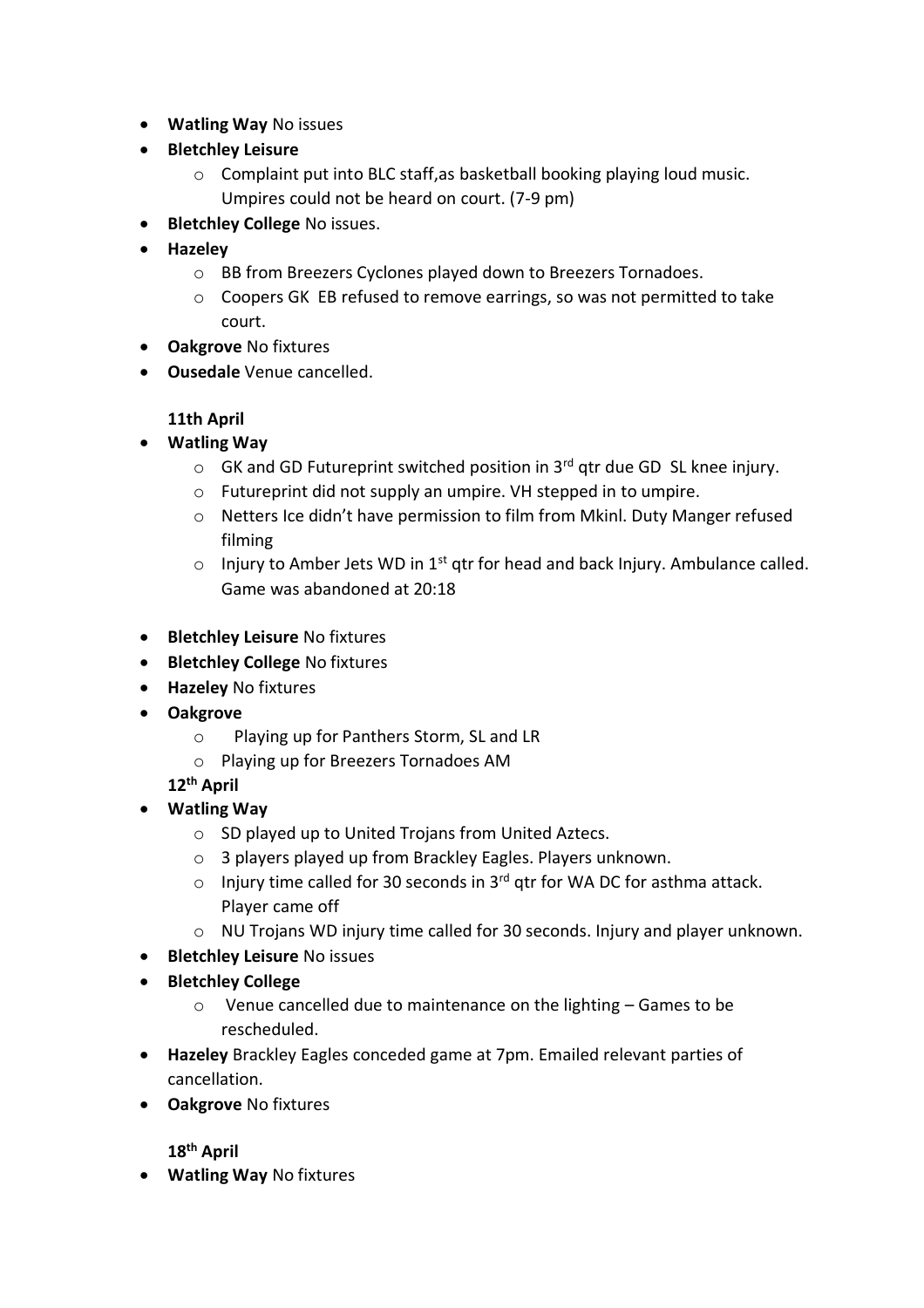- **Watling Way** No issues
- **Bletchley Leisure**
  - Complaint put into BLC staff,as basketball booking playing loud music. Umpires could not be heard on court. (7-9 pm)
- **Bletchley College** No issues.
- **Hazeley**
  - BB from Breezers Cyclones played down to Breezers Tornadoes.
  - Coopers GK EB refused to remove earrings, so was not permitted to take court.
- **Oakgrove** No fixtures
- **Ousedale** Venue cancelled.

**11th April**

- **Watling Way**
  - GK and GD Futureprint switched position in 3rd qtr due GD SL knee injury.
  - Futureprint did not supply an umpire. VH stepped in to umpire.
  - Netters Ice didn't have permission to film from Mkinl. Duty Manger refused filming
  - Injury to Amber Jets WD in 1st qtr for head and back Injury. Ambulance called. Game was abandoned at 20:18
- **Bletchley Leisure** No fixtures
- **Bletchley College** No fixtures
- **Hazeley** No fixtures
- **Oakgrove**
  - Playing up for Panthers Storm, SL and LR
  - Playing up for Breezers Tornadoes AM

**12th April**

- **Watling Way**
  - SD played up to United Trojans from United Aztecs.
  - 3 players played up from Brackley Eagles. Players unknown.
  - Injury time called for 30 seconds in 3rd qtr for WA DC for asthma attack. Player came off
  - NU Trojans WD injury time called for 30 seconds. Injury and player unknown.
- **Bletchley Leisure** No issues
- **Bletchley College**
  - Venue cancelled due to maintenance on the lighting – Games to be rescheduled.
- **Hazeley** Brackley Eagles conceded game at 7pm. Emailed relevant parties of cancellation.
- **Oakgrove** No fixtures

**18th April**

- **Watling Way** No fixtures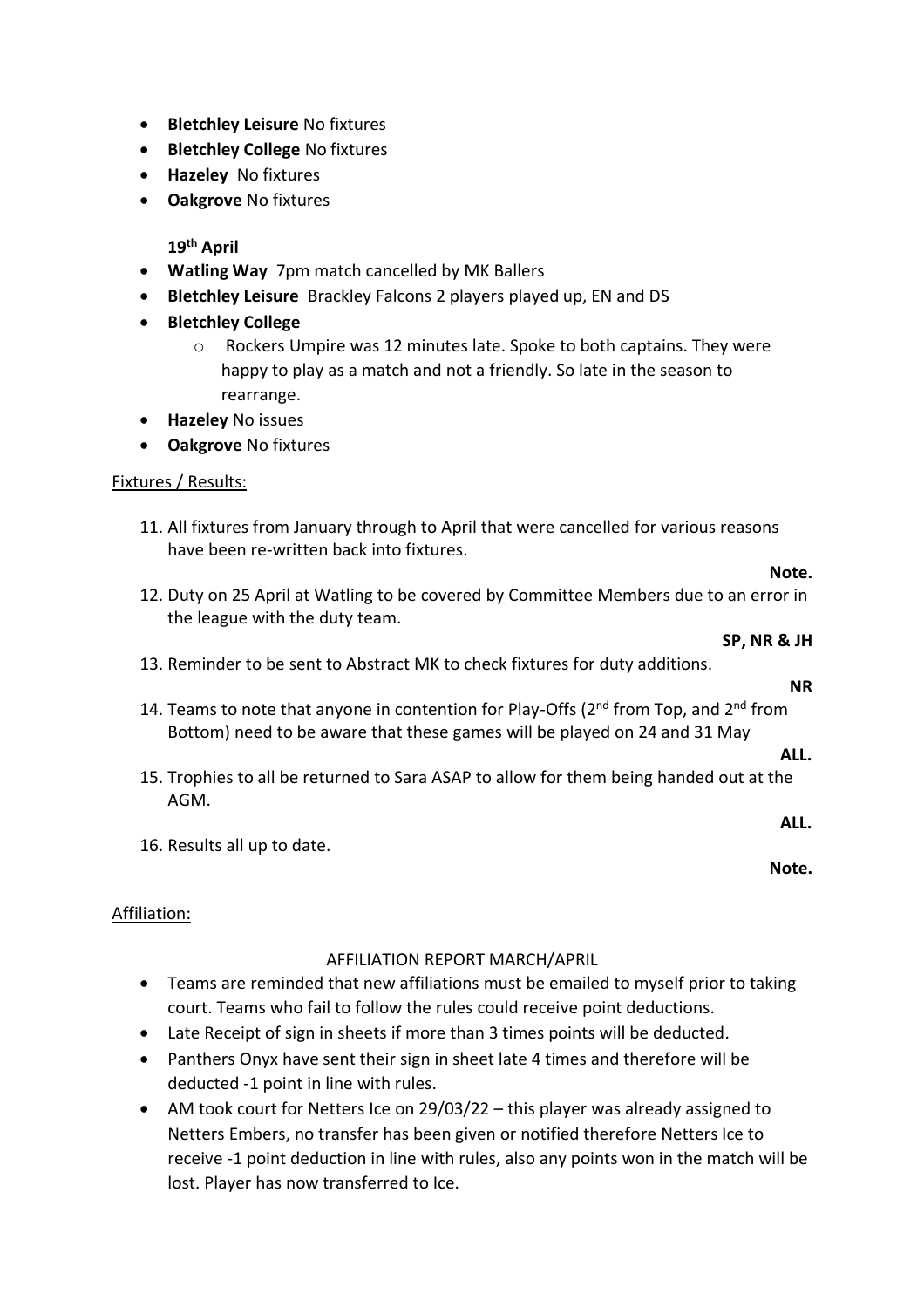- **Bletchley Leisure** No fixtures
- **Bletchley College** No fixtures
- **Hazeley** No fixtures
- **Oakgrove** No fixtures

**19th April**

- **Watling Way** 7pm match cancelled by MK Ballers
- **Bletchley Leisure** Brackley Falcons 2 players played up, EN and DS
- **Bletchley College**
  - Rockers Umpire was 12 minutes late. Spoke to both captains. They were happy to play as a match and not a friendly. So late in the season to rearrange.
- **Hazeley** No issues
- **Oakgrove** No fixtures

Fixtures / Results:

11. All fixtures from January through to April that were cancelled for various reasons have been re-written back into fixtures.

    **Note.**

12. Duty on 25 April at Watling to be covered by Committee Members due to an error in the league with the duty team.

    **SP, NR & JH**

13. Reminder to be sent to Abstract MK to check fixtures for duty additions.

    **NR**

14. Teams to note that anyone in contention for Play-Offs (2nd from Top, and 2nd from Bottom) need to be aware that these games will be played on 24 and 31 May

    **ALL.**

15. Trophies to all be returned to Sara ASAP to allow for them being handed out at the AGM.

    **ALL.**

16. Results all up to date.

    **Note.**

Affiliation:

AFFILIATION REPORT MARCH/APRIL

- Teams are reminded that new affiliations must be emailed to myself prior to taking court. Teams who fail to follow the rules could receive point deductions.
- Late Receipt of sign in sheets if more than 3 times points will be deducted.
- Panthers Onyx have sent their sign in sheet late 4 times and therefore will be deducted -1 point in line with rules.
- AM took court for Netters Ice on 29/03/22 – this player was already assigned to Netters Embers, no transfer has been given or notified therefore Netters Ice to receive -1 point deduction in line with rules, also any points won in the match will be lost. Player has now transferred to Ice.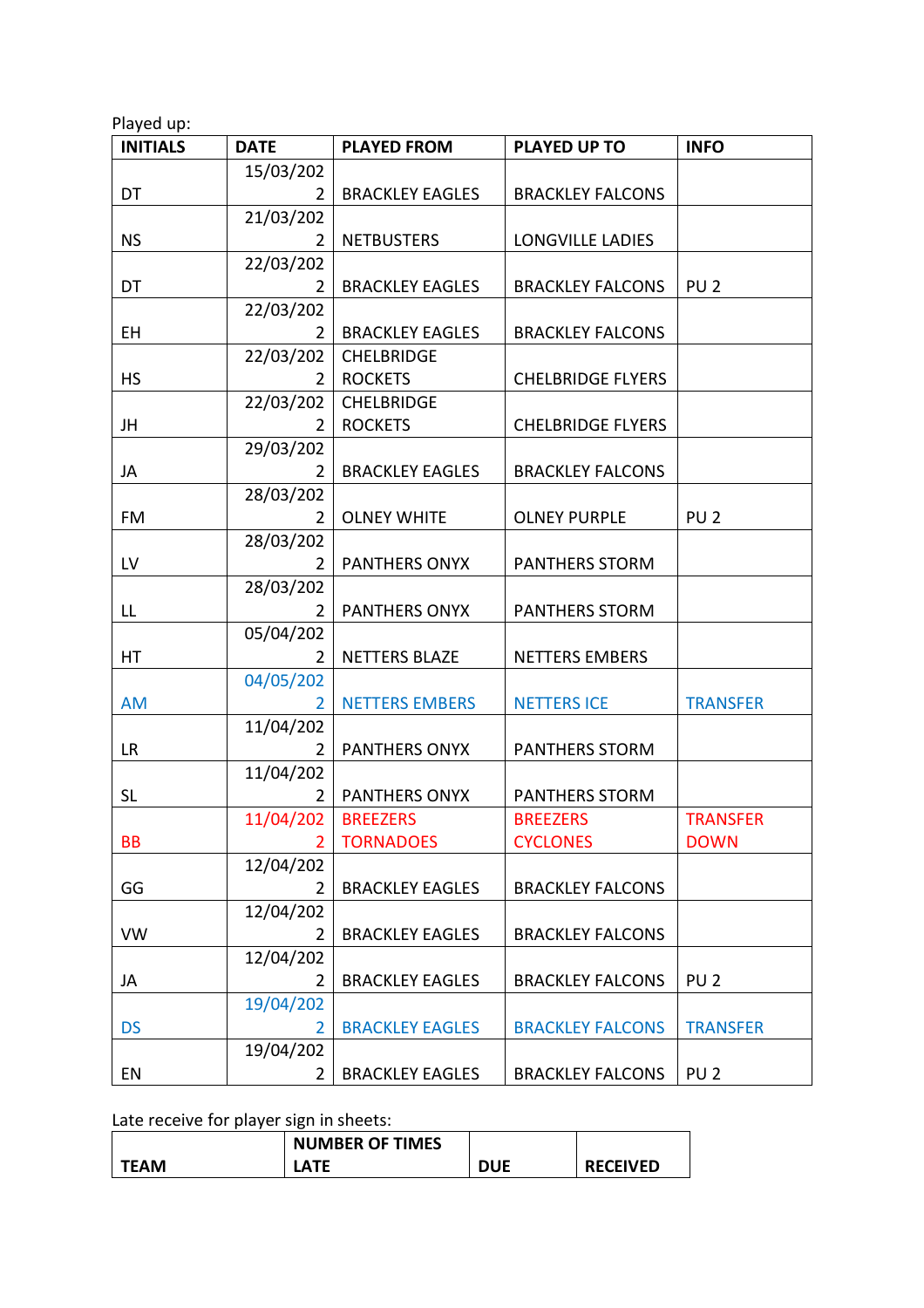Played up:

| INITIALS | DATE | PLAYED FROM | PLAYED UP TO | INFO |
|---|---|---|---|---|
| DT | 15/03/2022 | BRACKLEY EAGLES | BRACKLEY FALCONS | |
| NS | 21/03/2022 | NETBUSTERS | LONGVILLE LADIES | |
| DT | 22/03/2022 | BRACKLEY EAGLES | BRACKLEY FALCONS | PU 2 |
| EH | 22/03/2022 | BRACKLEY EAGLES | BRACKLEY FALCONS | |
| HS | 22/03/2022 | CHELBRIDGE ROCKETS | CHELBRIDGE FLYERS | |
| JH | 22/03/2022 | CHELBRIDGE ROCKETS | CHELBRIDGE FLYERS | |
| JA | 29/03/2022 | BRACKLEY EAGLES | BRACKLEY FALCONS | |
| FM | 28/03/2022 | OLNEY WHITE | OLNEY PURPLE | PU 2 |
| LV | 28/03/2022 | PANTHERS ONYX | PANTHERS STORM | |
| LL | 28/03/2022 | PANTHERS ONYX | PANTHERS STORM | |
| HT | 05/04/2022 | NETTERS BLAZE | NETTERS EMBERS | |
| AM | 04/05/2022 | NETTERS EMBERS | NETTERS ICE | TRANSFER |
| LR | 11/04/2022 | PANTHERS ONYX | PANTHERS STORM | |
| SL | 11/04/2022 | PANTHERS ONYX | PANTHERS STORM | |
| BB | 11/04/2022 | BREEZERS TORNADOES | BREEZERS CYCLONES | TRANSFER DOWN |
| GG | 12/04/2022 | BRACKLEY EAGLES | BRACKLEY FALCONS | |
| VW | 12/04/2022 | BRACKLEY EAGLES | BRACKLEY FALCONS | |
| JA | 12/04/2022 | BRACKLEY EAGLES | BRACKLEY FALCONS | PU 2 |
| DS | 19/04/2022 | BRACKLEY EAGLES | BRACKLEY FALCONS | TRANSFER |
| EN | 19/04/2022 | BRACKLEY EAGLES | BRACKLEY FALCONS | PU 2 |

Late receive for player sign in sheets:

| TEAM | NUMBER OF TIMES LATE | DUE | RECEIVED |
|---|---|---|---|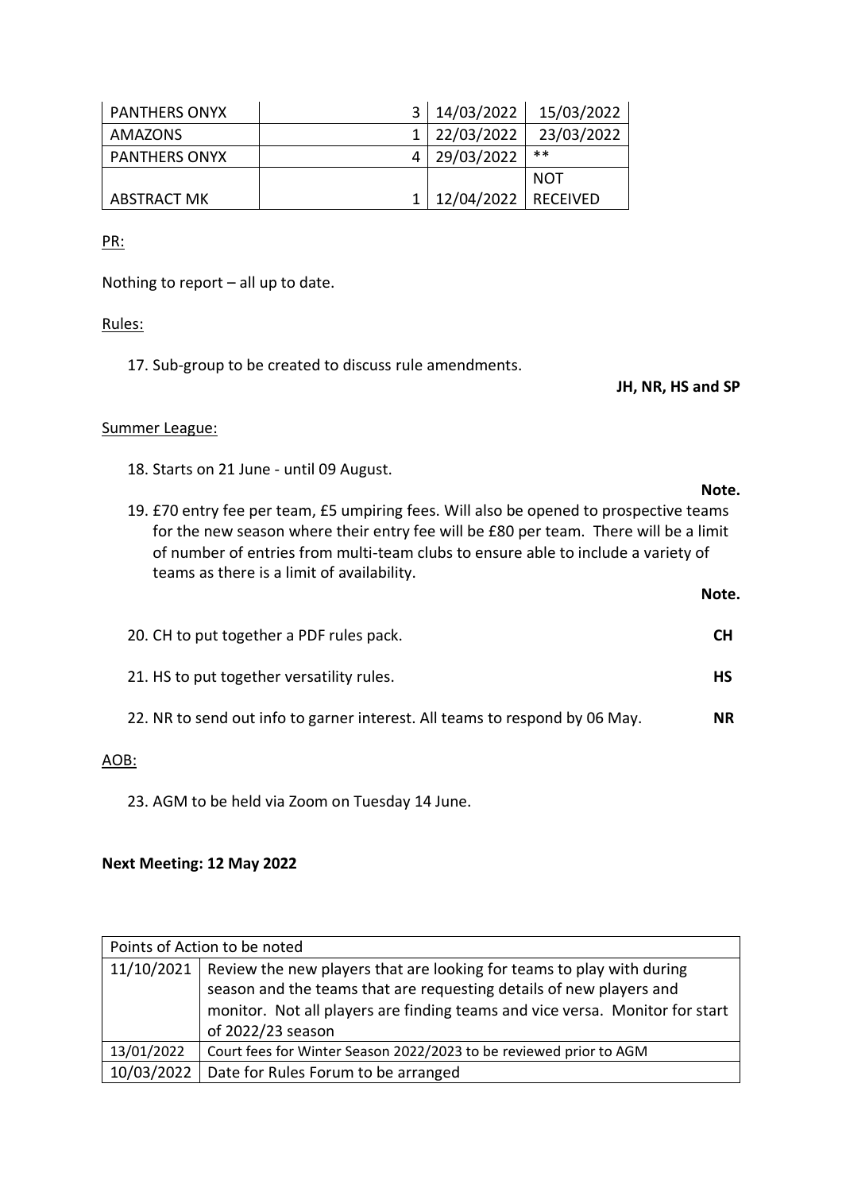| PANTHERS ONYX | | 3 | 14/03/2022 | 15/03/2022 |
|---|---|---|---|---|
| AMAZONS | | 1 | 22/03/2022 | 23/03/2022 |
| PANTHERS ONYX | | 4 | 29/03/2022 | ** |
| ABSTRACT MK | | 1 | 12/04/2022 | NOT RECEIVED |

PR:

Nothing to report – all up to date.

Rules:

17. Sub-group to be created to discuss rule amendments.

**JH, NR, HS and SP**

Summer League:

18. Starts on 21 June - until 09 August.

**Note.**

19. £70 entry fee per team, £5 umpiring fees. Will also be opened to prospective teams for the new season where their entry fee will be £80 per team. There will be a limit of number of entries from multi-team clubs to ensure able to include a variety of teams as there is a limit of availability.

**Note.**

20. CH to put together a PDF rules pack. **CH**

21. HS to put together versatility rules. **HS**

22. NR to send out info to garner interest. All teams to respond by 06 May. **NR**

AOB:

23. AGM to be held via Zoom on Tuesday 14 June.

**Next Meeting: 12 May 2022**

| Points of Action to be noted | |
|---|---|
| 11/10/2021 | Review the new players that are looking for teams to play with during season and the teams that are requesting details of new players and monitor. Not all players are finding teams and vice versa. Monitor for start of 2022/23 season |
| 13/01/2022 | Court fees for Winter Season 2022/2023 to be reviewed prior to AGM |
| 10/03/2022 | Date for Rules Forum to be arranged |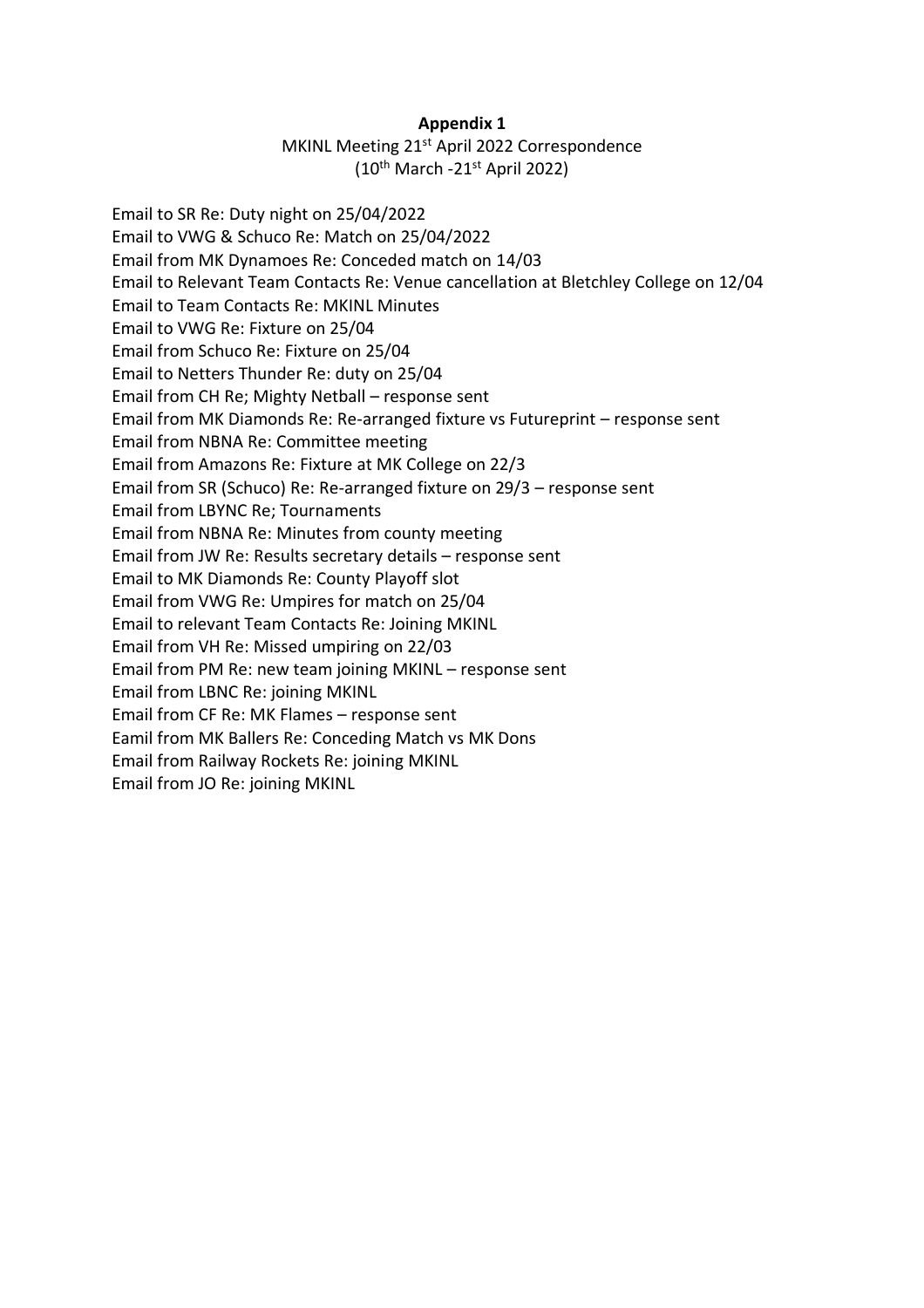**Appendix 1**

MKINL Meeting 21st April 2022 Correspondence
(10th March -21st April 2022)

Email to SR Re: Duty night on 25/04/2022
Email to VWG & Schuco Re: Match on 25/04/2022
Email from MK Dynamoes Re: Conceded match on 14/03
Email to Relevant Team Contacts Re: Venue cancellation at Bletchley College on 12/04
Email to Team Contacts Re: MKINL Minutes
Email to VWG Re: Fixture on 25/04
Email from Schuco Re: Fixture on 25/04
Email to Netters Thunder Re: duty on 25/04
Email from CH Re; Mighty Netball – response sent
Email from MK Diamonds Re: Re-arranged fixture vs Futureprint – response sent
Email from NBNA Re: Committee meeting
Email from Amazons Re: Fixture at MK College on 22/3
Email from SR (Schuco) Re: Re-arranged fixture on 29/3 – response sent
Email from LBYNC Re; Tournaments
Email from NBNA Re: Minutes from county meeting
Email from JW Re: Results secretary details – response sent
Email to MK Diamonds Re: County Playoff slot
Email from VWG Re: Umpires for match on 25/04
Email to relevant Team Contacts Re: Joining MKINL
Email from VH Re: Missed umpiring on 22/03
Email from PM Re: new team joining MKINL – response sent
Email from LBNC Re: joining MKINL
Email from CF Re: MK Flames – response sent
Eamil from MK Ballers Re: Conceding Match vs MK Dons
Email from Railway Rockets Re: joining MKINL
Email from JO Re: joining MKINL